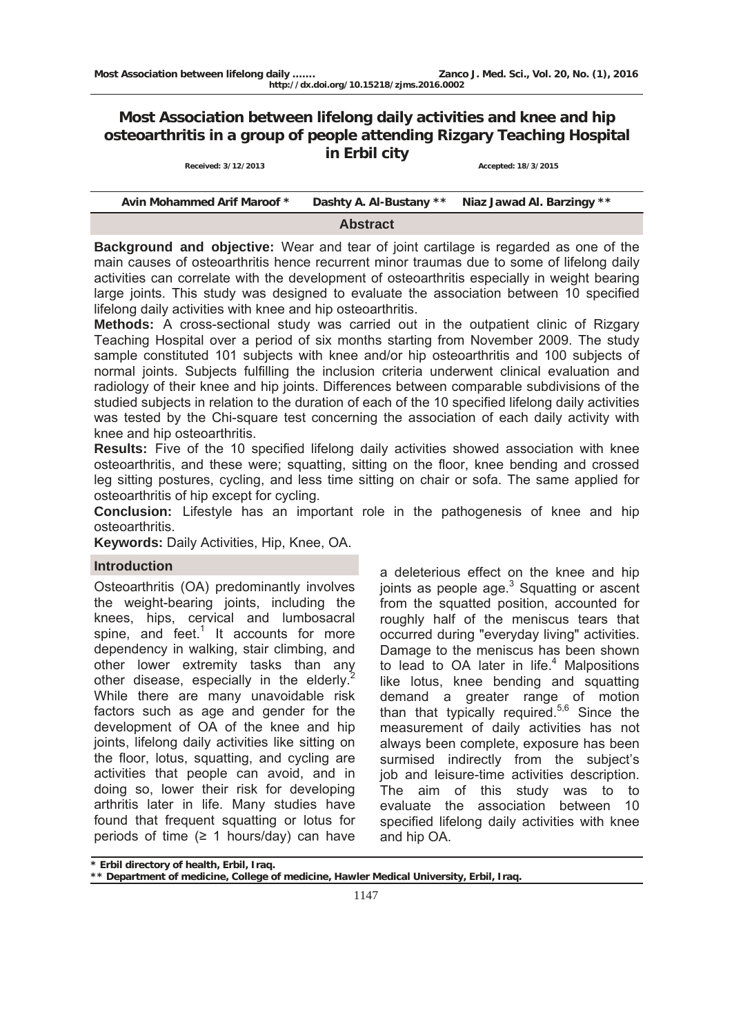# Most Association between lifelong daily activities and knee and hip osteoarthritis in a group of people attending Rizgary Teaching Hospital in Erbil city

Received: 3/12/2013 Accepted: 18/3/2015

Avin Mohammed Arif Maroof * Dashty A. Al-Bustany ** Niaz Jawad Al. Barzingy **

## Abstract

**Background and objective:** Wear and tear of joint cartilage is regarded as one of the main causes of osteoarthritis hence recurrent minor traumas due to some of lifelong daily activities can correlate with the development of osteoarthritis especially in weight bearing large joints. This study was designed to evaluate the association between 10 specified lifelong daily activities with knee and hip osteoarthritis.

**Methods:** A cross-sectional study was carried out in the outpatient clinic of Rizgary Teaching Hospital over a period of six months starting from November 2009. The study sample constituted 101 subjects with knee and/or hip osteoarthritis and 100 subjects of normal joints. Subjects fulfilling the inclusion criteria underwent clinical evaluation and radiology of their knee and hip joints. Differences between comparable subdivisions of the studied subjects in relation to the duration of each of the 10 specified lifelong daily activities was tested by the Chi-square test concerning the association of each daily activity with knee and hip osteoarthritis.

**Results:** Five of the 10 specified lifelong daily activities showed association with knee osteoarthritis, and these were; squatting, sitting on the floor, knee bending and crossed leg sitting postures, cycling, and less time sitting on chair or sofa. The same applied for osteoarthritis of hip except for cycling.

**Conclusion:** Lifestyle has an important role in the pathogenesis of knee and hip osteoarthritis.

**Keywords:** Daily Activities, Hip, Knee, OA.

## Introduction

Osteoarthritis (OA) predominantly involves the weight-bearing joints, including the knees, hips, cervical and lumbosacral spine, and feet.[1] It accounts for more dependency in walking, stair climbing, and other lower extremity tasks than any other disease, especially in the elderly.[2] While there are many unavoidable risk factors such as age and gender for the development of OA of the knee and hip joints, lifelong daily activities like sitting on the floor, lotus, squatting, and cycling are activities that people can avoid, and in doing so, lower their risk for developing arthritis later in life. Many studies have found that frequent squatting or lotus for periods of time (≥ 1 hours/day) can have a deleterious effect on the knee and hip joints as people age.[3] Squatting or ascent from the squatted position, accounted for roughly half of the meniscus tears that occurred during "everyday living" activities. Damage to the meniscus has been shown to lead to OA later in life.[4] Malpositions like lotus, knee bending and squatting demand a greater range of motion than that typically required.[5,6] Since the measurement of daily activities has not always been complete, exposure has been surmised indirectly from the subject's job and leisure-time activities description. The aim of this study was to to evaluate the association between 10 specified lifelong daily activities with knee and hip OA.

* Erbil directory of health, Erbil, Iraq.

** Department of medicine, College of medicine, Hawler Medical University, Erbil, Iraq.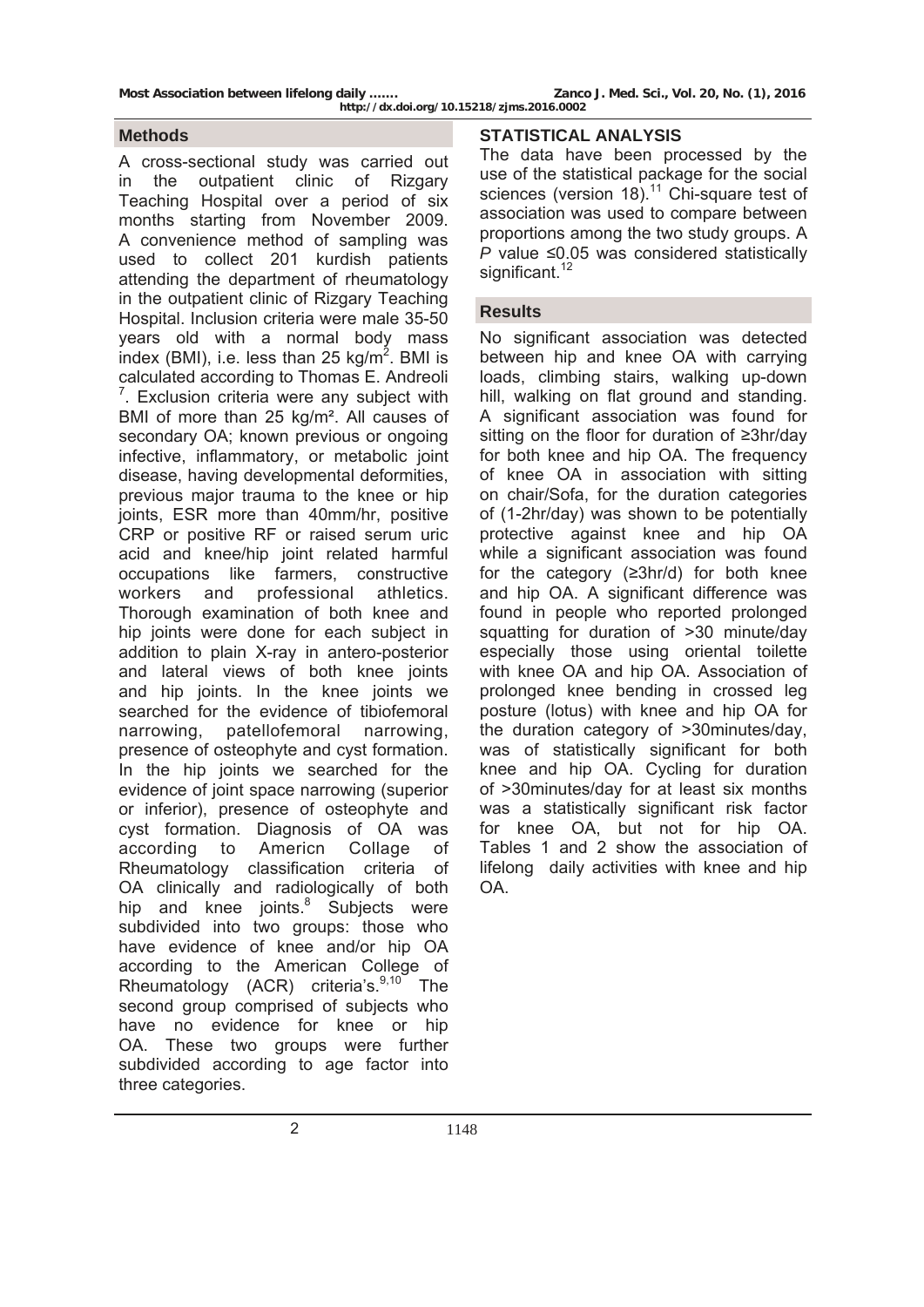## Methods

A cross-sectional study was carried out in the outpatient clinic of Rizgary Teaching Hospital over a period of six months starting from November 2009. A convenience method of sampling was used to collect 201 kurdish patients attending the department of rheumatology in the outpatient clinic of Rizgary Teaching Hospital. Inclusion criteria were male 35-50 years old with a normal body mass index (BMI), i.e. less than 25 kg/m$^2$. BMI is calculated according to Thomas E. Andreoli [7]. Exclusion criteria were any subject with BMI of more than 25 kg/m$^2$. All causes of secondary OA; known previous or ongoing infective, inflammatory, or metabolic joint disease, having developmental deformities, previous major trauma to the knee or hip joints, ESR more than 40mm/hr, positive CRP or positive RF or raised serum uric acid and knee/hip joint related harmful occupations like farmers, constructive workers and professional athletics. Thorough examination of both knee and hip joints were done for each subject in addition to plain X-ray in antero-posterior and lateral views of both knee joints and hip joints. In the knee joints we searched for the evidence of tibiofemoral narrowing, patellofemoral narrowing, presence of osteophyte and cyst formation. In the hip joints we searched for the evidence of joint space narrowing (superior or inferior), presence of osteophyte and cyst formation. Diagnosis of OA was according to Americn Collage of Rheumatology classification criteria of OA clinically and radiologically of both hip and knee joints.[8] Subjects were subdivided into two groups: those who have evidence of knee and/or hip OA according to the American College of Rheumatology (ACR) criteria's.[9,10] The second group comprised of subjects who have no evidence for knee or hip OA. These two groups were further subdivided according to age factor into three categories.

## STATISTICAL ANALYSIS

The data have been processed by the use of the statistical package for the social sciences (version 18).[11] Chi-square test of association was used to compare between proportions among the two study groups. A *P* value ≤0.05 was considered statistically significant.[12]

## Results

No significant association was detected between hip and knee OA with carrying loads, climbing stairs, walking up-down hill, walking on flat ground and standing. A significant association was found for sitting on the floor for duration of ≥3hr/day for both knee and hip OA. The frequency of knee OA in association with sitting on chair/Sofa, for the duration categories of (1-2hr/day) was shown to be potentially protective against knee and hip OA while a significant association was found for the category (≥3hr/d) for both knee and hip OA. A significant difference was found in people who reported prolonged squatting for duration of >30 minute/day especially those using oriental toilette with knee OA and hip OA. Association of prolonged knee bending in crossed leg posture (lotus) with knee and hip OA for the duration category of >30minutes/day, was of statistically significant for both knee and hip OA. Cycling for duration of >30minutes/day for at least six months was a statistically significant risk factor for knee OA, but not for hip OA. Tables 1 and 2 show the association of lifelong daily activities with knee and hip OA.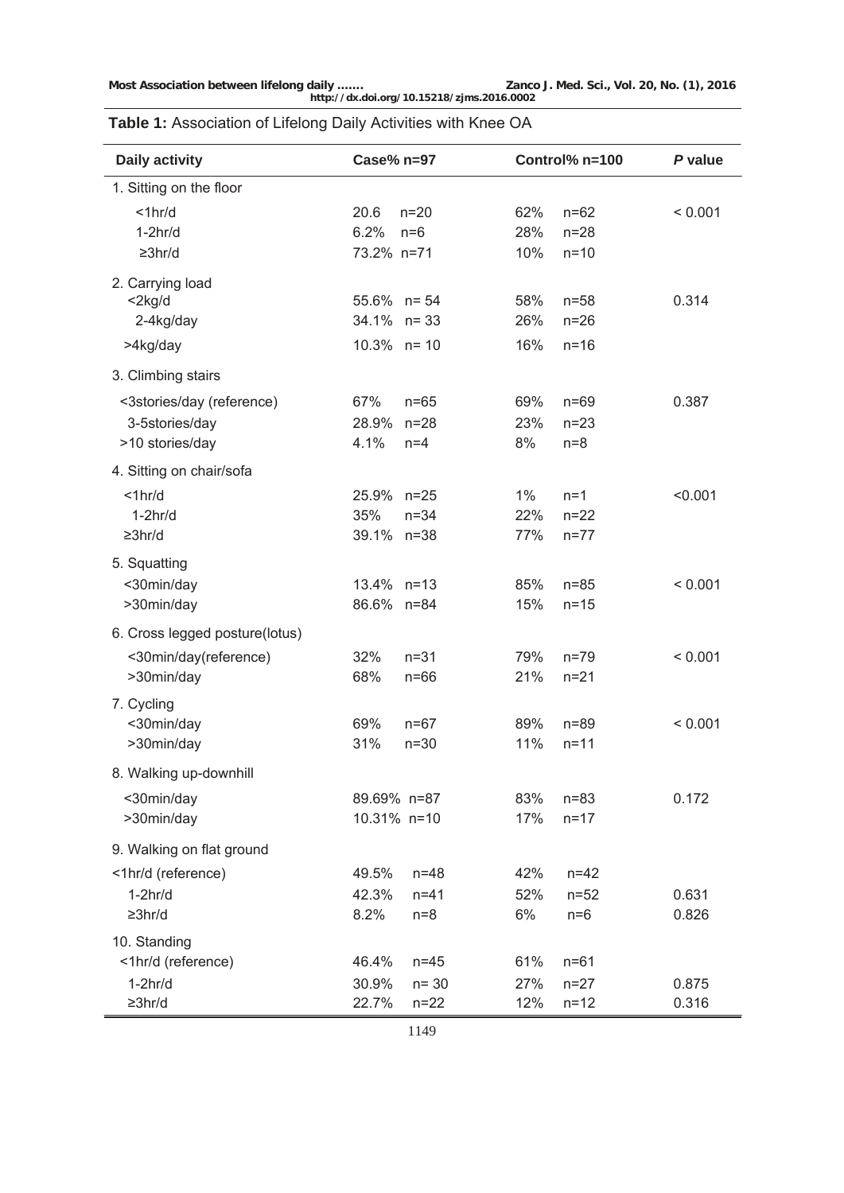**Table 1:** Association of Lifelong Daily Activities with Knee OA

| Daily activity | Case% n=97 | | Control% n=100 | | *P* value |
|---|---|---|---|---|---|
| 1. Sitting on the floor | | | | | |
| <1hr/d | 20.6 | n=20 | 62% | n=62 | < 0.001 |
| 1-2hr/d | 6.2% | n=6 | 28% | n=28 | |
| ≥3hr/d | 73.2% | n=71 | 10% | n=10 | |
| 2. Carrying load | | | | | |
| <2kg/d | 55.6% | n= 54 | 58% | n=58 | 0.314 |
| 2-4kg/day | 34.1% | n= 33 | 26% | n=26 | |
| >4kg/day | 10.3% | n= 10 | 16% | n=16 | |
| 3. Climbing stairs | | | | | |
| <3stories/day (reference) | 67% | n=65 | 69% | n=69 | 0.387 |
| 3-5stories/day | 28.9% | n=28 | 23% | n=23 | |
| >10 stories/day | 4.1% | n=4 | 8% | n=8 | |
| 4. Sitting on chair/sofa | | | | | |
| <1hr/d | 25.9% | n=25 | 1% | n=1 | <0.001 |
| 1-2hr/d | 35% | n=34 | 22% | n=22 | |
| ≥3hr/d | 39.1% | n=38 | 77% | n=77 | |
| 5. Squatting | | | | | |
| <30min/day | 13.4% | n=13 | 85% | n=85 | < 0.001 |
| >30min/day | 86.6% | n=84 | 15% | n=15 | |
| 6. Cross legged posture(lotus) | | | | | |
| <30min/day(reference) | 32% | n=31 | 79% | n=79 | < 0.001 |
| >30min/day | 68% | n=66 | 21% | n=21 | |
| 7. Cycling | | | | | |
| <30min/day | 69% | n=67 | 89% | n=89 | < 0.001 |
| >30min/day | 31% | n=30 | 11% | n=11 | |
| 8. Walking up-downhill | | | | | |
| <30min/day | 89.69% | n=87 | 83% | n=83 | 0.172 |
| >30min/day | 10.31% | n=10 | 17% | n=17 | |
| 9. Walking on flat ground | | | | | |
| <1hr/d (reference) | 49.5% | n=48 | 42% | n=42 | |
| 1-2hr/d | 42.3% | n=41 | 52% | n=52 | 0.631 |
| ≥3hr/d | 8.2% | n=8 | 6% | n=6 | 0.826 |
| 10. Standing | | | | | |
| <1hr/d (reference) | 46.4% | n=45 | 61% | n=61 | |
| 1-2hr/d | 30.9% | n= 30 | 27% | n=27 | 0.875 |
| ≥3hr/d | 22.7% | n=22 | 12% | n=12 | 0.316 |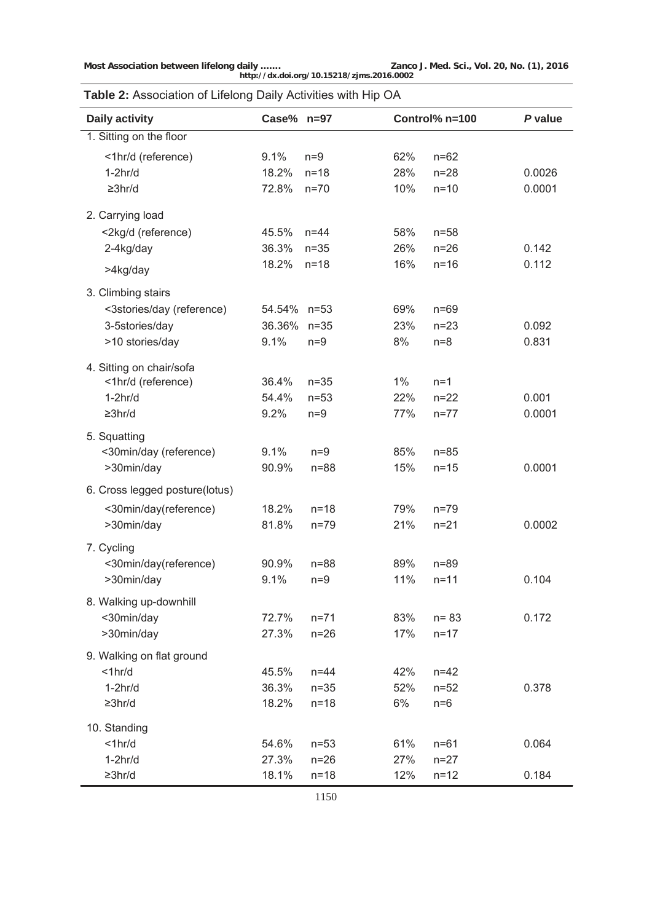**Table 2:** Association of Lifelong Daily Activities with Hip OA

| Daily activity | Case% | n=97 | Control% | n=100 | *P* value |
|---|---|---|---|---|---|
| 1. Sitting on the floor | | | | | |
| <1hr/d (reference) | 9.1% | n=9 | 62% | n=62 | |
| 1-2hr/d | 18.2% | n=18 | 28% | n=28 | 0.0026 |
| ≥3hr/d | 72.8% | n=70 | 10% | n=10 | 0.0001 |
| 2. Carrying load | | | | | |
| <2kg/d (reference) | 45.5% | n=44 | 58% | n=58 | |
| 2-4kg/day | 36.3% | n=35 | 26% | n=26 | 0.142 |
| >4kg/day | 18.2% | n=18 | 16% | n=16 | 0.112 |
| 3. Climbing stairs | | | | | |
| <3stories/day (reference) | 54.54% | n=53 | 69% | n=69 | |
| 3-5stories/day | 36.36% | n=35 | 23% | n=23 | 0.092 |
| >10 stories/day | 9.1% | n=9 | 8% | n=8 | 0.831 |
| 4. Sitting on chair/sofa | | | | | |
| <1hr/d (reference) | 36.4% | n=35 | 1% | n=1 | |
| 1-2hr/d | 54.4% | n=53 | 22% | n=22 | 0.001 |
| ≥3hr/d | 9.2% | n=9 | 77% | n=77 | 0.0001 |
| 5. Squatting | | | | | |
| <30min/day (reference) | 9.1% | n=9 | 85% | n=85 | |
| >30min/day | 90.9% | n=88 | 15% | n=15 | 0.0001 |
| 6. Cross legged posture(lotus) | | | | | |
| <30min/day(reference) | 18.2% | n=18 | 79% | n=79 | |
| >30min/day | 81.8% | n=79 | 21% | n=21 | 0.0002 |
| 7. Cycling | | | | | |
| <30min/day(reference) | 90.9% | n=88 | 89% | n=89 | |
| >30min/day | 9.1% | n=9 | 11% | n=11 | 0.104 |
| 8. Walking up-downhill | | | | | |
| <30min/day | 72.7% | n=71 | 83% | n= 83 | 0.172 |
| >30min/day | 27.3% | n=26 | 17% | n=17 | |
| 9. Walking on flat ground | | | | | |
| <1hr/d | 45.5% | n=44 | 42% | n=42 | |
| 1-2hr/d | 36.3% | n=35 | 52% | n=52 | 0.378 |
| ≥3hr/d | 18.2% | n=18 | 6% | n=6 | |
| 10. Standing | | | | | |
| <1hr/d | 54.6% | n=53 | 61% | n=61 | 0.064 |
| 1-2hr/d | 27.3% | n=26 | 27% | n=27 | |
| ≥3hr/d | 18.1% | n=18 | 12% | n=12 | 0.184 |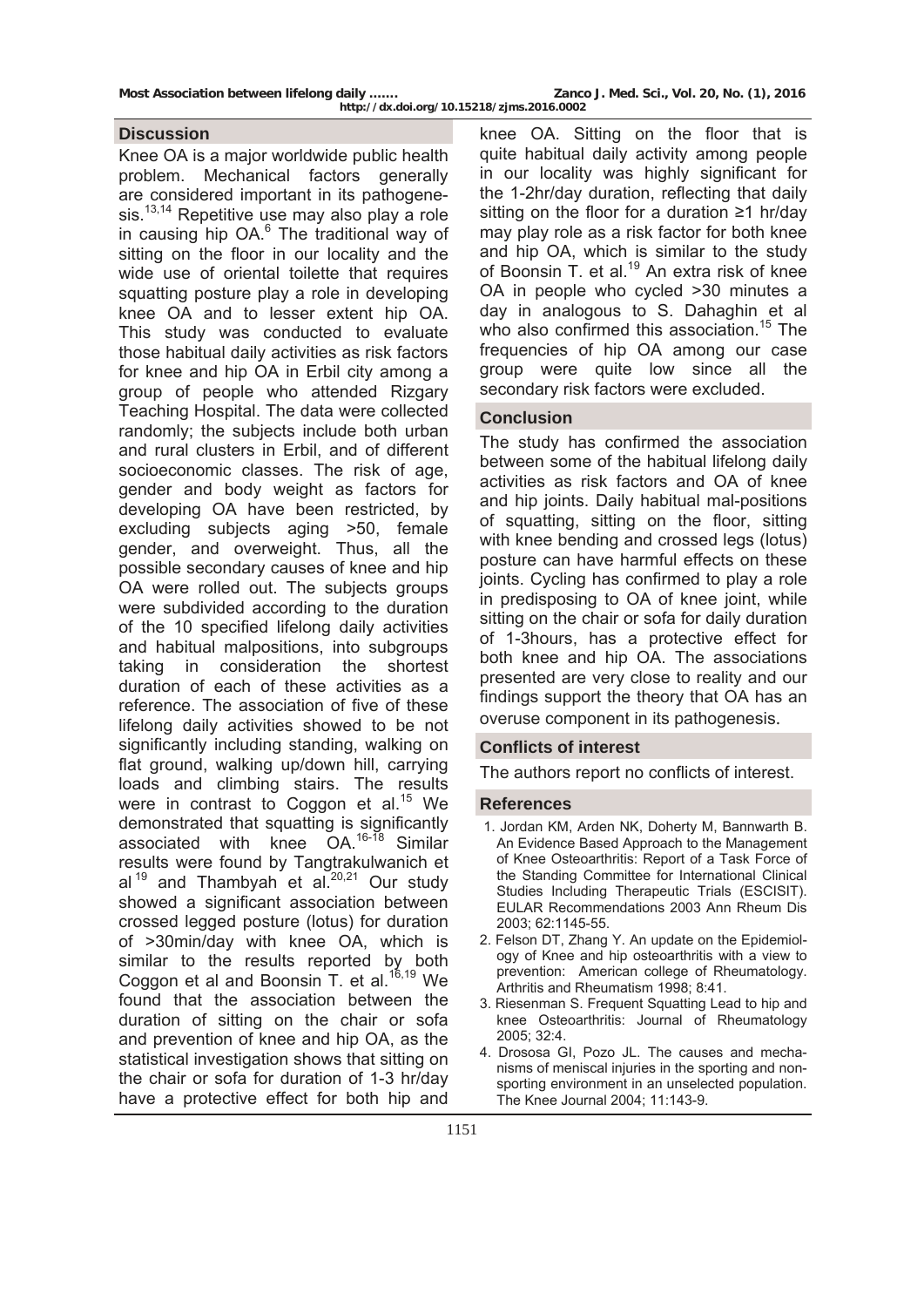## Discussion

Knee OA is a major worldwide public health problem. Mechanical factors generally are considered important in its pathogenesis.[13,14] Repetitive use may also play a role in causing hip OA.[6] The traditional way of sitting on the floor in our locality and the wide use of oriental toilette that requires squatting posture play a role in developing knee OA and to lesser extent hip OA. This study was conducted to evaluate those habitual daily activities as risk factors for knee and hip OA in Erbil city among a group of people who attended Rizgary Teaching Hospital. The data were collected randomly; the subjects include both urban and rural clusters in Erbil, and of different socioeconomic classes. The risk of age, gender and body weight as factors for developing OA have been restricted, by excluding subjects aging >50, female gender, and overweight. Thus, all the possible secondary causes of knee and hip OA were rolled out. The subjects groups were subdivided according to the duration of the 10 specified lifelong daily activities and habitual malpositions, into subgroups taking in consideration the shortest duration of each of these activities as a reference. The association of five of these lifelong daily activities showed to be not significantly including standing, walking on flat ground, walking up/down hill, carrying loads and climbing stairs. The results were in contrast to Coggon et al.[15] We demonstrated that squatting is significantly associated with knee OA.[16-18] Similar results were found by Tangtrakulwanich et al[19] and Thambyah et al.[20,21] Our study showed a significant association between crossed legged posture (lotus) for duration of >30min/day with knee OA, which is similar to the results reported by both Coggon et al and Boonsin T. et al.[16,19] We found that the association between the duration of sitting on the chair or sofa and prevention of knee and hip OA, as the statistical investigation shows that sitting on the chair or sofa for duration of 1-3 hr/day have a protective effect for both hip and knee OA. Sitting on the floor that is quite habitual daily activity among people in our locality was highly significant for the 1-2hr/day duration, reflecting that daily sitting on the floor for a duration ≥1 hr/day may play role as a risk factor for both knee and hip OA, which is similar to the study of Boonsin T. et al.[19] An extra risk of knee OA in people who cycled >30 minutes a day in analogous to S. Dahaghin et al who also confirmed this association.[15] The frequencies of hip OA among our case group were quite low since all the secondary risk factors were excluded.

## Conclusion

The study has confirmed the association between some of the habitual lifelong daily activities as risk factors and OA of knee and hip joints. Daily habitual mal-positions of squatting, sitting on the floor, sitting with knee bending and crossed legs (lotus) posture can have harmful effects on these joints. Cycling has confirmed to play a role in predisposing to OA of knee joint, while sitting on the chair or sofa for daily duration of 1-3hours, has a protective effect for both knee and hip OA. The associations presented are very close to reality and our findings support the theory that OA has an overuse component in its pathogenesis.

## Conflicts of interest

The authors report no conflicts of interest.

## References

1. Jordan KM, Arden NK, Doherty M, Bannwarth B. An Evidence Based Approach to the Management of Knee Osteoarthritis: Report of a Task Force of the Standing Committee for International Clinical Studies Including Therapeutic Trials (ESCISIT). EULAR Recommendations 2003 Ann Rheum Dis 2003; 62:1145-55.
2. Felson DT, Zhang Y. An update on the Epidemiology of Knee and hip osteoarthritis with a view to prevention: American college of Rheumatology. Arthritis and Rheumatism 1998; 8:41.
3. Riesenman S. Frequent Squatting Lead to hip and knee Osteoarthritis: Journal of Rheumatology 2005; 32:4.
4. Drososa GI, Pozo JL. The causes and mechanisms of meniscal injuries in the sporting and non-sporting environment in an unselected population. The Knee Journal 2004; 11:143-9.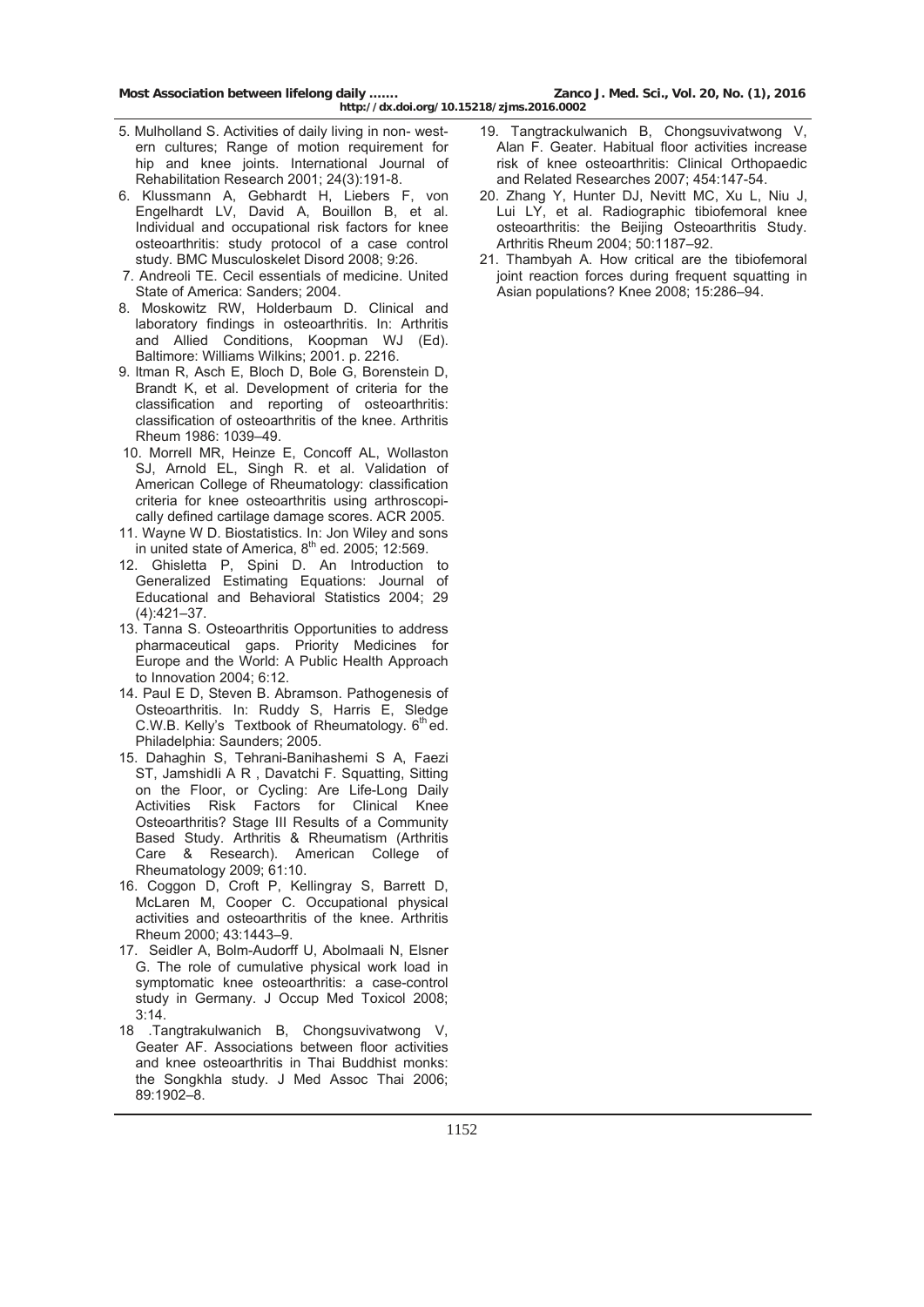5. Mulholland S. Activities of daily living in non- western cultures; Range of motion requirement for hip and knee joints. International Journal of Rehabilitation Research 2001; 24(3):191-8.
6. Klussmann A, Gebhardt H, Liebers F, von Engelhardt LV, David A, Bouillon B, et al. Individual and occupational risk factors for knee osteoarthritis: study protocol of a case control study. BMC Musculoskelet Disord 2008; 9:26.
7. Andreoli TE. Cecil essentials of medicine. United State of America: Sanders; 2004.
8. Moskowitz RW, Holderbaum D. Clinical and laboratory findings in osteoarthritis. In: Arthritis and Allied Conditions, Koopman WJ (Ed). Baltimore: Williams Wilkins; 2001. p. 2216.
9. Itman R, Asch E, Bloch D, Bole G, Borenstein D, Brandt K, et al. Development of criteria for the classification and reporting of osteoarthritis: classification of osteoarthritis of the knee. Arthritis Rheum 1986: 1039–49.
10. Morrell MR, Heinze E, Concoff AL, Wollaston SJ, Arnold EL, Singh R. et al. Validation of American College of Rheumatology: classification criteria for knee osteoarthritis using arthroscopically defined cartilage damage scores. ACR 2005.
11. Wayne W D. Biostatistics. In: Jon Wiley and sons in united state of America, 8th ed. 2005; 12:569.
12. Ghisletta P, Spini D. An Introduction to Generalized Estimating Equations: Journal of Educational and Behavioral Statistics 2004; 29 (4):421–37.
13. Tanna S. Osteoarthritis Opportunities to address pharmaceutical gaps. Priority Medicines for Europe and the World: A Public Health Approach to Innovation 2004; 6:12.
14. Paul E D, Steven B. Abramson. Pathogenesis of Osteoarthritis. In: Ruddy S, Harris E, Sledge C.W.B. Kelly's Textbook of Rheumatology. 6th ed. Philadelphia: Saunders; 2005.
15. Dahaghin S, Tehrani-Banihashemi S A, Faezi ST, Jamshidli A R , Davatchi F. Squatting, Sitting on the Floor, or Cycling: Are Life-Long Daily Activities Risk Factors for Clinical Knee Osteoarthritis? Stage III Results of a Community Based Study. Arthritis & Rheumatism (Arthritis Care & Research). American College of Rheumatology 2009; 61:10.
16. Coggon D, Croft P, Kellingray S, Barrett D, McLaren M, Cooper C. Occupational physical activities and osteoarthritis of the knee. Arthritis Rheum 2000; 43:1443–9.
17. Seidler A, Bolm-Audorff U, Abolmaali N, Elsner G. The role of cumulative physical work load in symptomatic knee osteoarthritis: a case-control study in Germany. J Occup Med Toxicol 2008; 3:14.
18. .Tangtrakulwanich B, Chongsuvivatwong V, Geater AF. Associations between floor activities and knee osteoarthritis in Thai Buddhist monks: the Songkhla study. J Med Assoc Thai 2006; 89:1902–8.
19. Tangtrackulwanich B, Chongsuvivatwong V, Alan F. Geater. Habitual floor activities increase risk of knee osteoarthritis: Clinical Orthopaedic and Related Researches 2007; 454:147-54.
20. Zhang Y, Hunter DJ, Nevitt MC, Xu L, Niu J, Lui LY, et al. Radiographic tibiofemoral knee osteoarthritis: the Beijing Osteoarthritis Study. Arthritis Rheum 2004; 50:1187–92.
21. Thambyah A. How critical are the tibiofemoral joint reaction forces during frequent squatting in Asian populations? Knee 2008; 15:286–94.